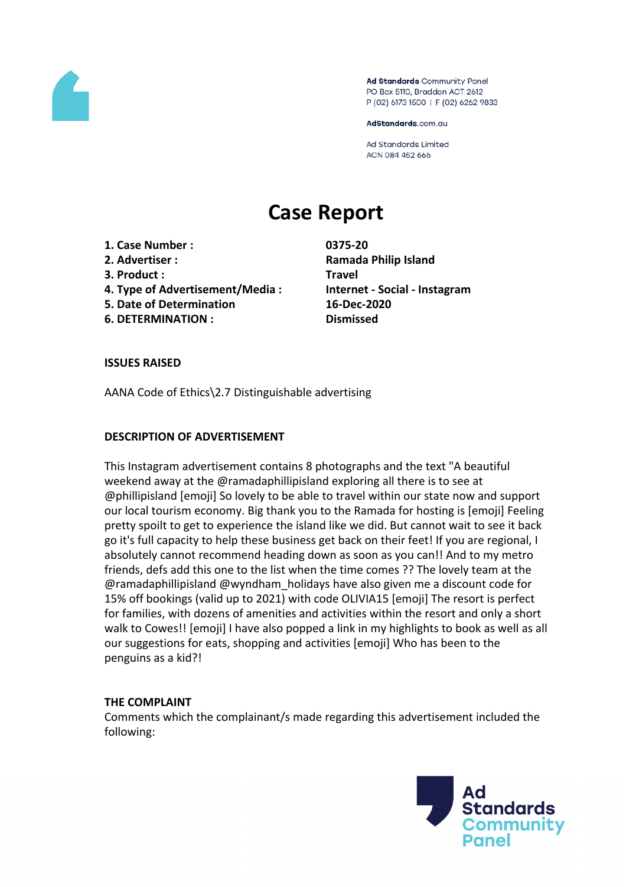Ad Standards Community Panel
PO Box 5110, Braddon ACT 2612
P (02) 6173 1500 | F (02) 6262 9833

AdStandards.com.au

Ad Standards Limited
ACN 084 452 666

# Case Report

| | |
|---|---|
| **1. Case Number :** | **0375-20** |
| **2. Advertiser :** | **Ramada Philip Island** |
| **3. Product :** | **Travel** |
| **4. Type of Advertisement/Media :** | **Internet - Social - Instagram** |
| **5. Date of Determination** | **16-Dec-2020** |
| **6. DETERMINATION :** | **Dismissed** |

**ISSUES RAISED**

AANA Code of Ethics\2.7 Distinguishable advertising

**DESCRIPTION OF ADVERTISEMENT**

This Instagram advertisement contains 8 photographs and the text "A beautiful weekend away at the @ramadaphillipisland exploring all there is to see at @phillipisland [emoji] So lovely to be able to travel within our state now and support our local tourism economy. Big thank you to the Ramada for hosting is [emoji] Feeling pretty spoilt to get to experience the island like we did. But cannot wait to see it back go it's full capacity to help these business get back on their feet! If you are regional, I absolutely cannot recommend heading down as soon as you can!! And to my metro friends, defs add this one to the list when the time comes ?? The lovely team at the @ramadaphillipisland @wyndham_holidays have also given me a discount code for 15% off bookings (valid up to 2021) with code OLIVIA15 [emoji] The resort is perfect for families, with dozens of amenities and activities within the resort and only a short walk to Cowes!! [emoji] I have also popped a link in my highlights to book as well as all our suggestions for eats, shopping and activities [emoji] Who has been to the penguins as a kid?!

**THE COMPLAINT**

Comments which the complainant/s made regarding this advertisement included the following: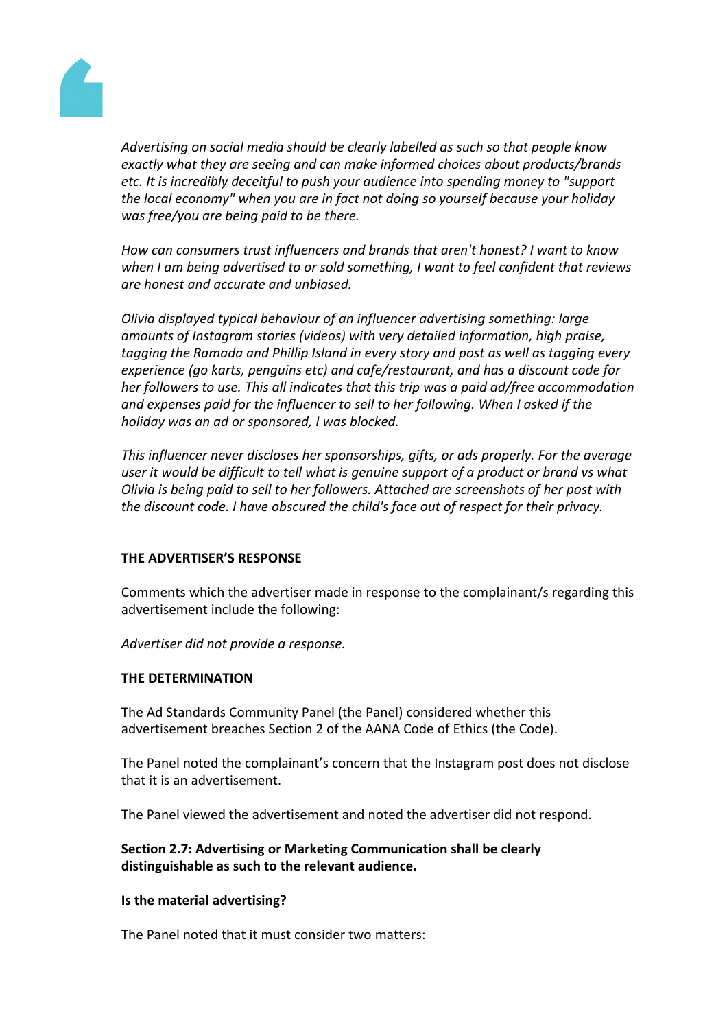*Advertising on social media should be clearly labelled as such so that people know exactly what they are seeing and can make informed choices about products/brands etc. It is incredibly deceitful to push your audience into spending money to "support the local economy" when you are in fact not doing so yourself because your holiday was free/you are being paid to be there.*

*How can consumers trust influencers and brands that aren't honest? I want to know when I am being advertised to or sold something, I want to feel confident that reviews are honest and accurate and unbiased.*

*Olivia displayed typical behaviour of an influencer advertising something: large amounts of Instagram stories (videos) with very detailed information, high praise, tagging the Ramada and Phillip Island in every story and post as well as tagging every experience (go karts, penguins etc) and cafe/restaurant, and has a discount code for her followers to use. This all indicates that this trip was a paid ad/free accommodation and expenses paid for the influencer to sell to her following. When I asked if the holiday was an ad or sponsored, I was blocked.*

*This influencer never discloses her sponsorships, gifts, or ads properly. For the average user it would be difficult to tell what is genuine support of a product or brand vs what Olivia is being paid to sell to her followers. Attached are screenshots of her post with the discount code. I have obscured the child's face out of respect for their privacy.*

**THE ADVERTISER'S RESPONSE**

Comments which the advertiser made in response to the complainant/s regarding this advertisement include the following:

*Advertiser did not provide a response.*

**THE DETERMINATION**

The Ad Standards Community Panel (the Panel) considered whether this advertisement breaches Section 2 of the AANA Code of Ethics (the Code).

The Panel noted the complainant's concern that the Instagram post does not disclose that it is an advertisement.

The Panel viewed the advertisement and noted the advertiser did not respond.

**Section 2.7: Advertising or Marketing Communication shall be clearly distinguishable as such to the relevant audience.**

**Is the material advertising?**

The Panel noted that it must consider two matters: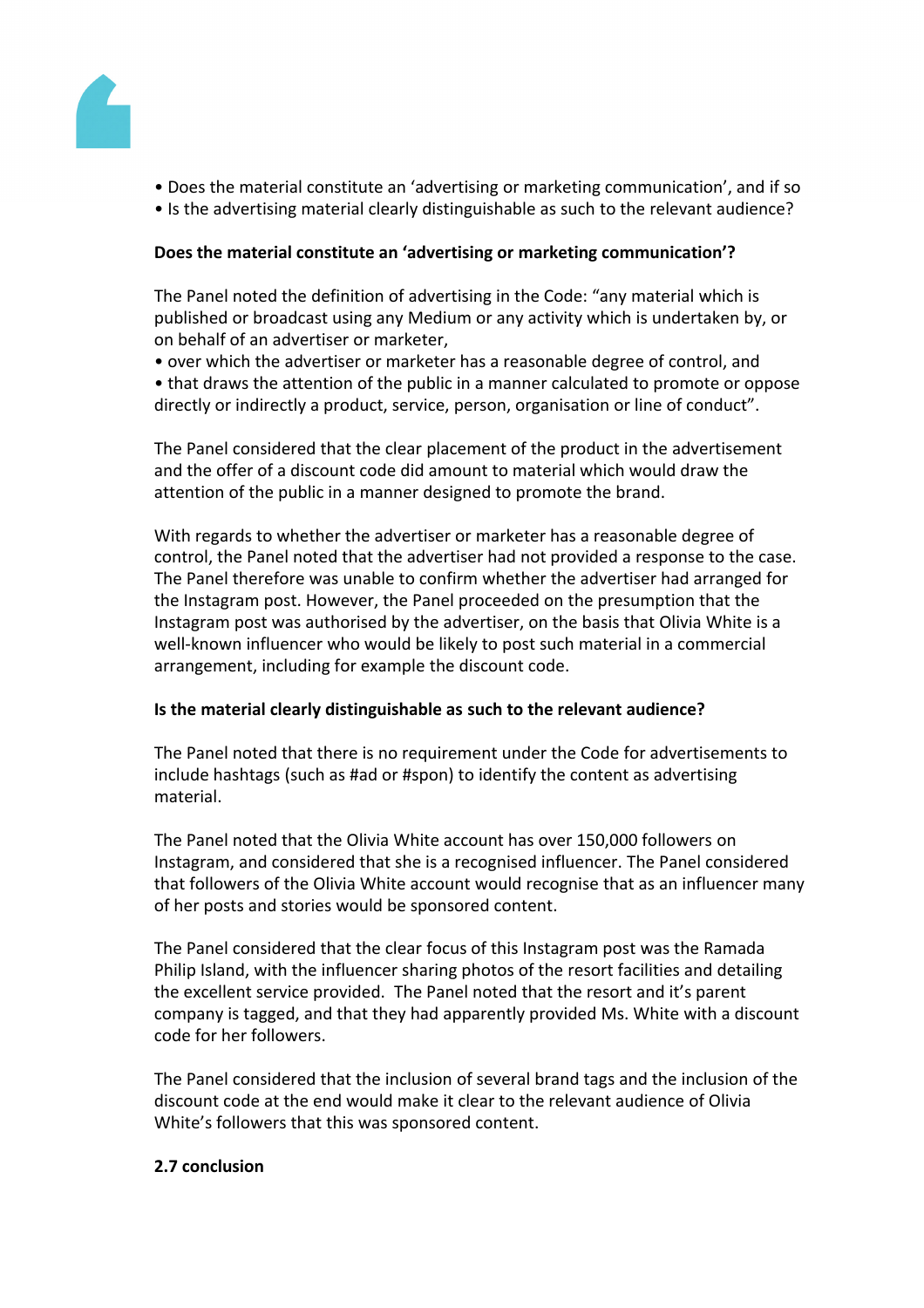- Does the material constitute an 'advertising or marketing communication', and if so
- Is the advertising material clearly distinguishable as such to the relevant audience?

**Does the material constitute an 'advertising or marketing communication'?**

The Panel noted the definition of advertising in the Code: "any material which is published or broadcast using any Medium or any activity which is undertaken by, or on behalf of an advertiser or marketer,

- over which the advertiser or marketer has a reasonable degree of control, and
- that draws the attention of the public in a manner calculated to promote or oppose directly or indirectly a product, service, person, organisation or line of conduct".

The Panel considered that the clear placement of the product in the advertisement and the offer of a discount code did amount to material which would draw the attention of the public in a manner designed to promote the brand.

With regards to whether the advertiser or marketer has a reasonable degree of control, the Panel noted that the advertiser had not provided a response to the case. The Panel therefore was unable to confirm whether the advertiser had arranged for the Instagram post. However, the Panel proceeded on the presumption that the Instagram post was authorised by the advertiser, on the basis that Olivia White is a well-known influencer who would be likely to post such material in a commercial arrangement, including for example the discount code.

**Is the material clearly distinguishable as such to the relevant audience?**

The Panel noted that there is no requirement under the Code for advertisements to include hashtags (such as #ad or #spon) to identify the content as advertising material.

The Panel noted that the Olivia White account has over 150,000 followers on Instagram, and considered that she is a recognised influencer. The Panel considered that followers of the Olivia White account would recognise that as an influencer many of her posts and stories would be sponsored content.

The Panel considered that the clear focus of this Instagram post was the Ramada Philip Island, with the influencer sharing photos of the resort facilities and detailing the excellent service provided. The Panel noted that the resort and it's parent company is tagged, and that they had apparently provided Ms. White with a discount code for her followers.

The Panel considered that the inclusion of several brand tags and the inclusion of the discount code at the end would make it clear to the relevant audience of Olivia White's followers that this was sponsored content.

**2.7 conclusion**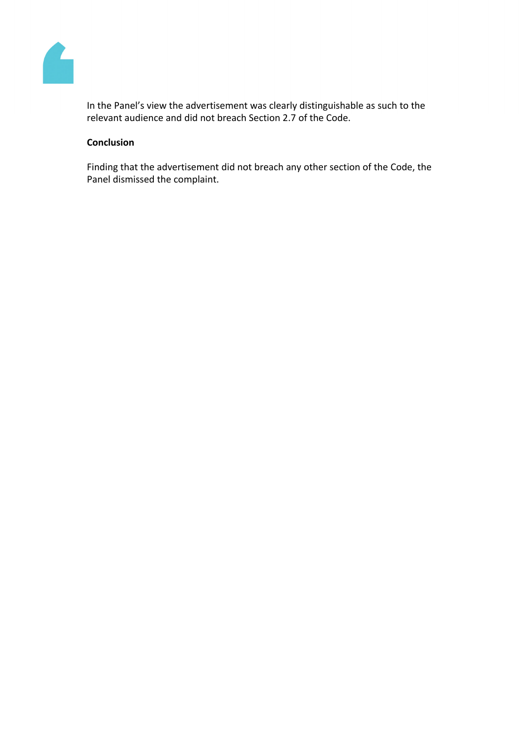In the Panel’s view the advertisement was clearly distinguishable as such to the relevant audience and did not breach Section 2.7 of the Code.

**Conclusion**

Finding that the advertisement did not breach any other section of the Code, the Panel dismissed the complaint.